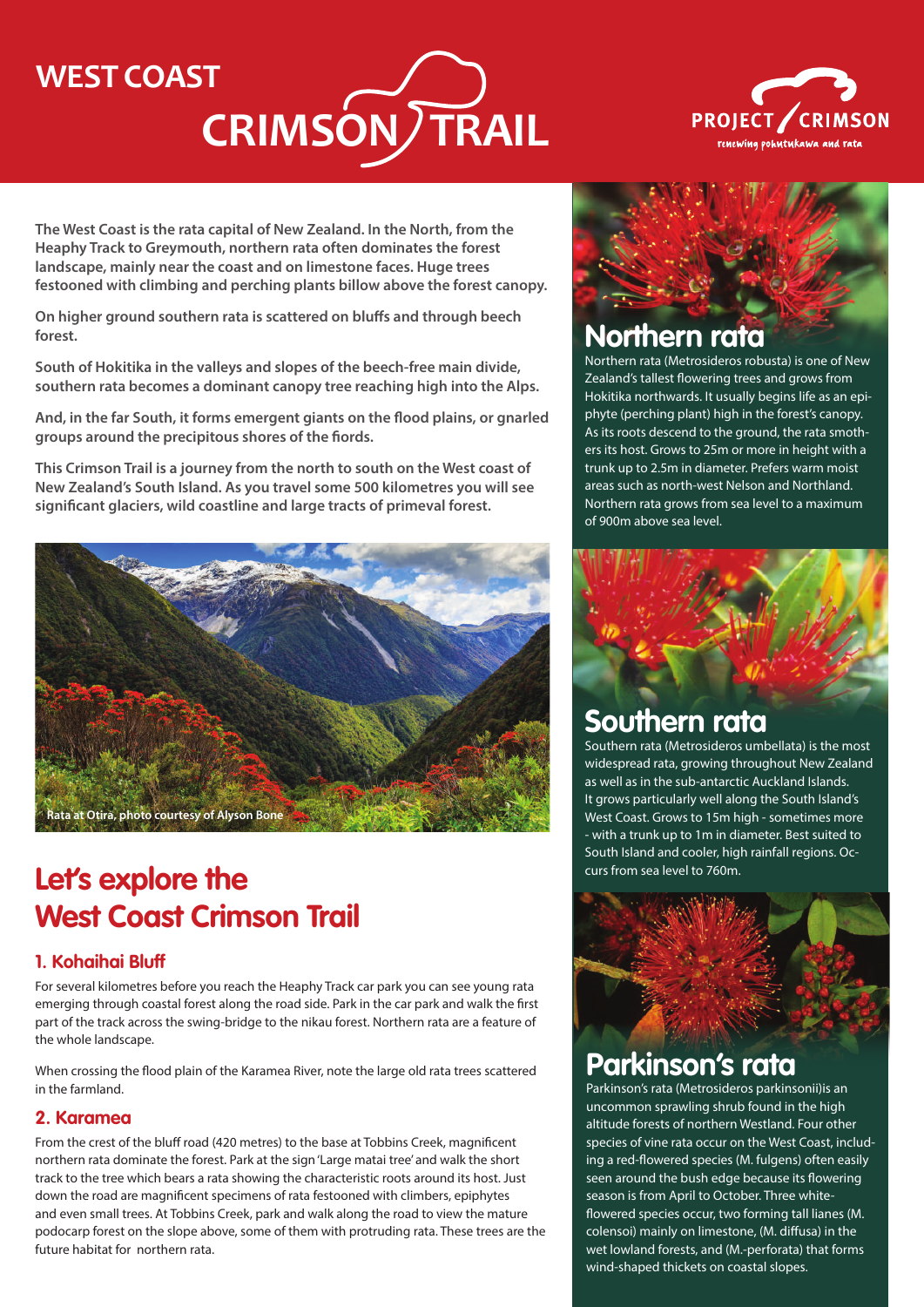# WEST COAST CRIMSON TRAIL

PROJECT CRIMSON
renewing pohutukawa and rata

**The West Coast is the rata capital of New Zealand. In the North, from the Heaphy Track to Greymouth, northern rata often dominates the forest landscape, mainly near the coast and on limestone faces. Huge trees festooned with climbing and perching plants billow above the forest canopy.**

**On higher ground southern rata is scattered on bluffs and through beech forest.**

**South of Hokitika in the valleys and slopes of the beech-free main divide, southern rata becomes a dominant canopy tree reaching high into the Alps.**

**And, in the far South, it forms emergent giants on the flood plains, or gnarled groups around the precipitous shores of the fiords.**

**This Crimson Trail is a journey from the north to south on the West coast of New Zealand's South Island. As you travel some 500 kilometres you will see significant glaciers, wild coastline and large tracts of primeval forest.**

Rata at Otira, photo courtesy of Alyson Bone

## Let's explore the West Coast Crimson Trail

### 1. Kohaihai Bluff

For several kilometres before you reach the Heaphy Track car park you can see young rata emerging through coastal forest along the road side. Park in the car park and walk the first part of the track across the swing-bridge to the nikau forest. Northern rata are a feature of the whole landscape.

When crossing the flood plain of the Karamea River, note the large old rata trees scattered in the farmland.

### 2. Karamea

From the crest of the bluff road (420 metres) to the base at Tobbins Creek, magnificent northern rata dominate the forest. Park at the sign 'Large matai tree' and walk the short track to the tree which bears a rata showing the characteristic roots around its host. Just down the road are magnificent specimens of rata festooned with climbers, epiphytes and even small trees. At Tobbins Creek, park and walk along the road to view the mature podocarp forest on the slope above, some of them with protruding rata. These trees are the future habitat for northern rata.

## Northern rata

Northern rata (Metrosideros robusta) is one of New Zealand's tallest flowering trees and grows from Hokitika northwards. It usually begins life as an epiphyte (perching plant) high in the forest's canopy. As its roots descend to the ground, the rata smothers its host. Grows to 25m or more in height with a trunk up to 2.5m in diameter. Prefers warm moist areas such as north-west Nelson and Northland. Northern rata grows from sea level to a maximum of 900m above sea level.

## Southern rata

Southern rata (Metrosideros umbellata) is the most widespread rata, growing throughout New Zealand as well as in the sub-antarctic Auckland Islands. It grows particularly well along the South Island's West Coast. Grows to 15m high - sometimes more - with a trunk up to 1m in diameter. Best suited to South Island and cooler, high rainfall regions. Occurs from sea level to 760m.

## Parkinson's rata

Parkinson's rata (Metrosideros parkinsonii)is an uncommon sprawling shrub found in the high altitude forests of northern Westland. Four other species of vine rata occur on the West Coast, including a red-flowered species (M. fulgens) often easily seen around the bush edge because its flowering season is from April to October. Three white-flowered species occur, two forming tall lianes (M. colensoi) mainly on limestone, (M. diffusa) in the wet lowland forests, and (M.-perforata) that forms wind-shaped thickets on coastal slopes.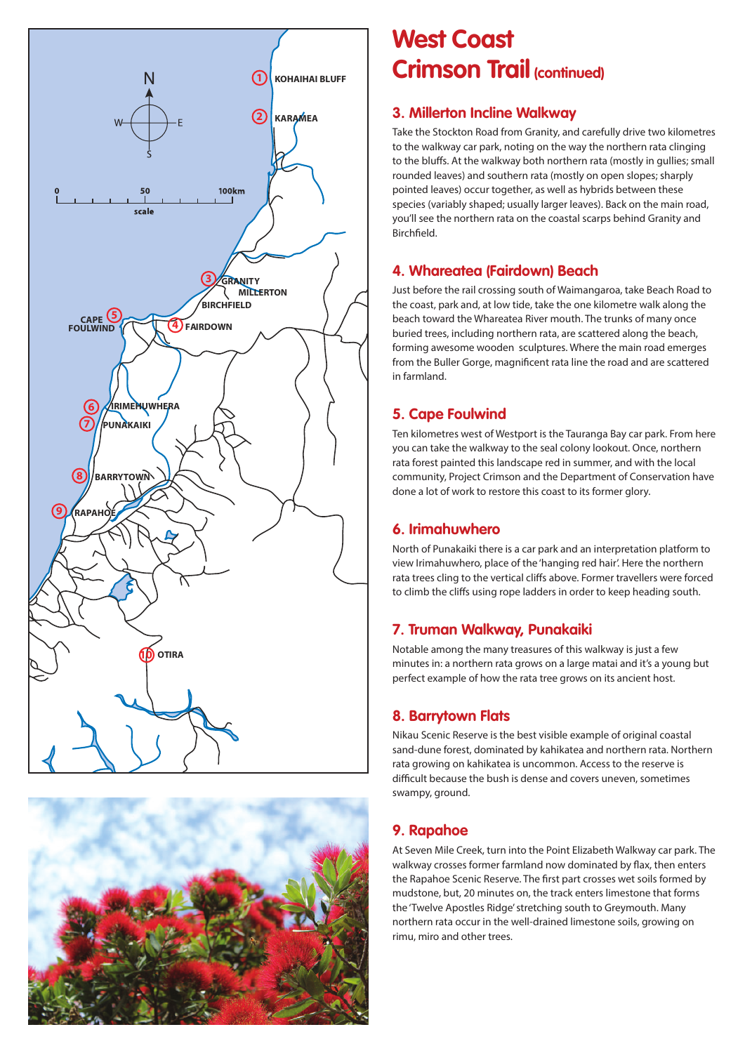# West Coast Crimson Trail (continued)

## 3. Millerton Incline Walkway

Take the Stockton Road from Granity, and carefully drive two kilometres to the walkway car park, noting on the way the northern rata clinging to the bluffs. At the walkway both northern rata (mostly in gullies; small rounded leaves) and southern rata (mostly on open slopes; sharply pointed leaves) occur together, as well as hybrids between these species (variably shaped; usually larger leaves). Back on the main road, you'll see the northern rata on the coastal scarps behind Granity and Birchfield.

## 4. Whareatea (Fairdown) Beach

Just before the rail crossing south of Waimangaroa, take Beach Road to the coast, park and, at low tide, take the one kilometre walk along the beach toward the Whareatea River mouth. The trunks of many once buried trees, including northern rata, are scattered along the beach, forming awesome wooden sculptures. Where the main road emerges from the Buller Gorge, magnificent rata line the road and are scattered in farmland.

## 5. Cape Foulwind

Ten kilometres west of Westport is the Tauranga Bay car park. From here you can take the walkway to the seal colony lookout. Once, northern rata forest painted this landscape red in summer, and with the local community, Project Crimson and the Department of Conservation have done a lot of work to restore this coast to its former glory.

## 6. Irimahuwhero

North of Punakaiki there is a car park and an interpretation platform to view Irimahuwhero, place of the 'hanging red hair'. Here the northern rata trees cling to the vertical cliffs above. Former travellers were forced to climb the cliffs using rope ladders in order to keep heading south.

## 7. Truman Walkway, Punakaiki

Notable among the many treasures of this walkway is just a few minutes in: a northern rata grows on a large matai and it's a young but perfect example of how the rata tree grows on its ancient host.

## 8. Barrytown Flats

Nikau Scenic Reserve is the best visible example of original coastal sand-dune forest, dominated by kahikatea and northern rata. Northern rata growing on kahikatea is uncommon. Access to the reserve is difficult because the bush is dense and covers uneven, sometimes swampy, ground.

## 9. Rapahoe

At Seven Mile Creek, turn into the Point Elizabeth Walkway car park. The walkway crosses former farmland now dominated by flax, then enters the Rapahoe Scenic Reserve. The first part crosses wet soils formed by mudstone, but, 20 minutes on, the track enters limestone that forms the 'Twelve Apostles Ridge' stretching south to Greymouth. Many northern rata occur in the well-drained limestone soils, growing on rimu, miro and other trees.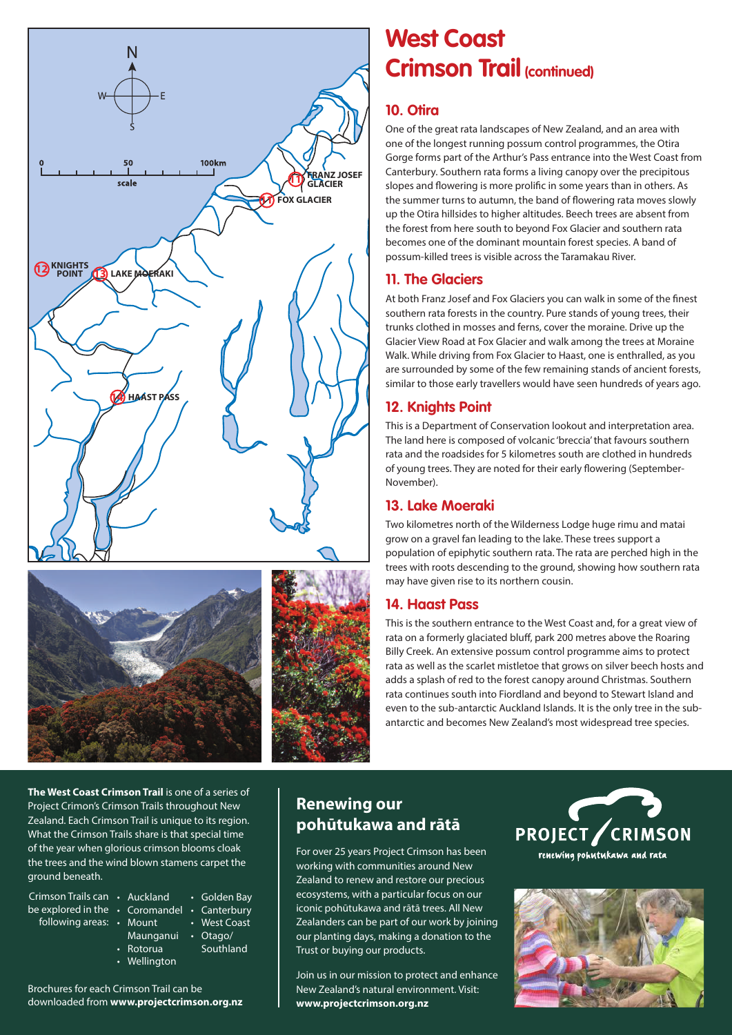# West Coast Crimson Trail (continued)

N

W E

S

0 50 100km

scale

11 FRANZ JOSEF GLACIER

11 FOX GLACIER

12 KNIGHTS POINT

13 LAKE MOERAKI

14 HAAST PASS

## 10. Otira

One of the great rata landscapes of New Zealand, and an area with one of the longest running possum control programmes, the Otira Gorge forms part of the Arthur's Pass entrance into the West Coast from Canterbury. Southern rata forms a living canopy over the precipitous slopes and flowering is more prolific in some years than in others. As the summer turns to autumn, the band of flowering rata moves slowly up the Otira hillsides to higher altitudes. Beech trees are absent from the forest from here south to beyond Fox Glacier and southern rata becomes one of the dominant mountain forest species. A band of possum-killed trees is visible across the Taramakau River.

## 11. The Glaciers

At both Franz Josef and Fox Glaciers you can walk in some of the finest southern rata forests in the country. Pure stands of young trees, their trunks clothed in mosses and ferns, cover the moraine. Drive up the Glacier View Road at Fox Glacier and walk among the trees at Moraine Walk. While driving from Fox Glacier to Haast, one is enthralled, as you are surrounded by some of the few remaining stands of ancient forests, similar to those early travellers would have seen hundreds of years ago.

## 12. Knights Point

This is a Department of Conservation lookout and interpretation area. The land here is composed of volcanic 'breccia' that favours southern rata and the roadsides for 5 kilometres south are clothed in hundreds of young trees. They are noted for their early flowering (September-November).

## 13. Lake Moeraki

Two kilometres north of the Wilderness Lodge huge rimu and matai grow on a gravel fan leading to the lake. These trees support a population of epiphytic southern rata. The rata are perched high in the trees with roots descending to the ground, showing how southern rata may have given rise to its northern cousin.

## 14. Haast Pass

This is the southern entrance to the West Coast and, for a great view of rata on a formerly glaciated bluff, park 200 metres above the Roaring Billy Creek. An extensive possum control programme aims to protect rata as well as the scarlet mistletoe that grows on silver beech hosts and adds a splash of red to the forest canopy around Christmas. Southern rata continues south into Fiordland and beyond to Stewart Island and even to the sub-antarctic Auckland Islands. It is the only tree in the sub-antarctic and becomes New Zealand's most widespread tree species.

**The West Coast Crimson Trail** is one of a series of Project Crimon's Crimson Trails throughout New Zealand. Each Crimson Trail is unique to its region. What the Crimson Trails share is that special time of the year when glorious crimson blooms cloak the trees and the wind blown stamens carpet the ground beneath.

Crimson Trails can be explored in the following areas:

- Auckland
- Coromandel
- Mount Maunganui
- Rotorua
- Wellington
- Golden Bay
- Canterbury
- West Coast
- Otago/Southland

Brochures for each Crimson Trail can be downloaded from **www.projectcrimson.org.nz**

## Renewing our pohūtukawa and rātā

For over 25 years Project Crimson has been working with communities around New Zealand to renew and restore our precious ecosystems, with a particular focus on our iconic pohūtukawa and rātā trees. All New Zealanders can be part of our work by joining our planting days, making a donation to the Trust or buying our products.

Join us in our mission to protect and enhance New Zealand's natural environment. Visit: **www.projectcrimson.org.nz**

PROJECT CRIMSON

renewing pohutukawa and rata